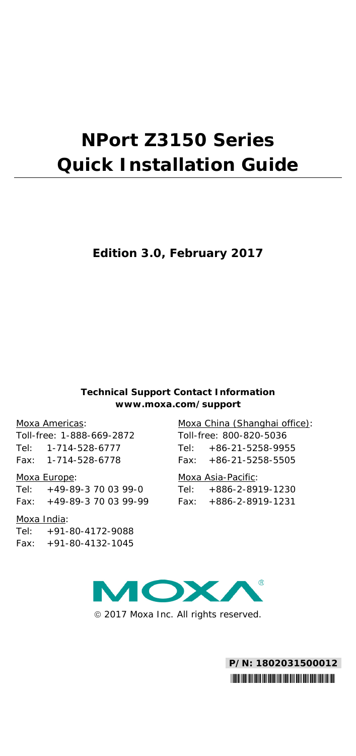# NPort Z3150 Series Quick Installation Guide

**Edition 3.0, February 2017**

**Technical Support Contact Information**
**www.moxa.com/support**

Moxa Americas:
Toll-free: 1-888-669-2872
Tel: 1-714-528-6777
Fax: 1-714-528-6778

Moxa Europe:
Tel: +49-89-3 70 03 99-0
Fax: +49-89-3 70 03 99-99

Moxa India:
Tel: +91-80-4172-9088
Fax: +91-80-4132-1045

Moxa China (Shanghai office):
Toll-free: 800-820-5036
Tel: +86-21-5258-9955
Fax: +86-21-5258-5505

Moxa Asia-Pacific:
Tel: +886-2-8919-1230
Fax: +886-2-8919-1231

MOXA®

© 2017 Moxa Inc. All rights reserved.

**P/N: 1802031500012**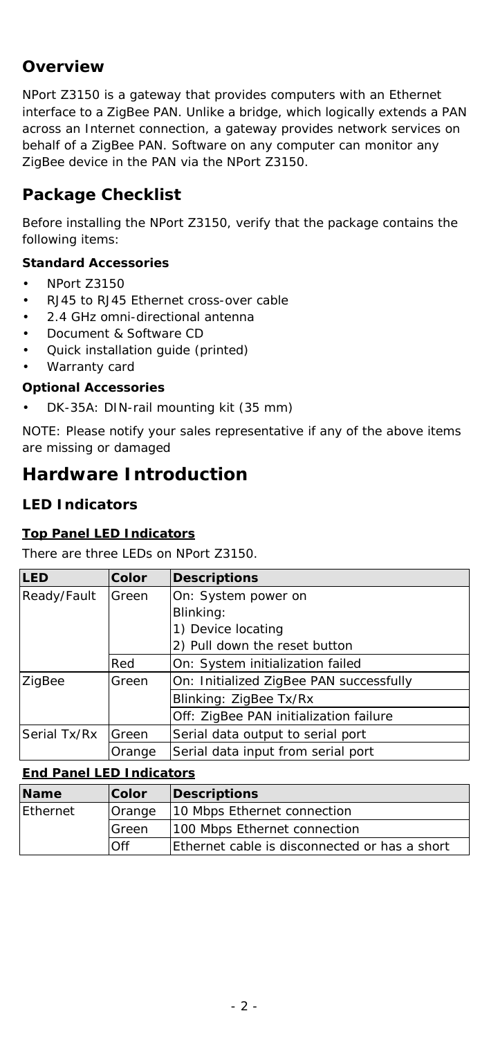## Overview

NPort Z3150 is a gateway that provides computers with an Ethernet interface to a ZigBee PAN. Unlike a bridge, which logically extends a PAN across an Internet connection, a gateway provides network services on behalf of a ZigBee PAN. Software on any computer can monitor any ZigBee device in the PAN via the NPort Z3150.

## Package Checklist

Before installing the NPort Z3150, verify that the package contains the following items:

**Standard Accessories**

- NPort Z3150
- RJ45 to RJ45 Ethernet cross-over cable
- 2.4 GHz omni-directional antenna
- Document & Software CD
- Quick installation guide (printed)
- Warranty card

**Optional Accessories**

- DK-35A: DIN-rail mounting kit (35 mm)

NOTE: Please notify your sales representative if any of the above items are missing or damaged

# Hardware Introduction

### LED Indicators

**Top Panel LED Indicators**

There are three LEDs on NPort Z3150.

| LED | Color | Descriptions |
|---|---|---|
| Ready/Fault | Green | On: System power on<br>Blinking:<br>1) Device locating<br>2) Pull down the reset button |
| | Red | On: System initialization failed |
| ZigBee | Green | On: Initialized ZigBee PAN successfully |
| | | Blinking: ZigBee Tx/Rx |
| | | Off: ZigBee PAN initialization failure |
| Serial Tx/Rx | Green | Serial data output to serial port |
| | Orange | Serial data input from serial port |

**End Panel LED Indicators**

| Name | Color | Descriptions |
|---|---|---|
| Ethernet | Orange | 10 Mbps Ethernet connection |
| | Green | 100 Mbps Ethernet connection |
| | Off | Ethernet cable is disconnected or has a short |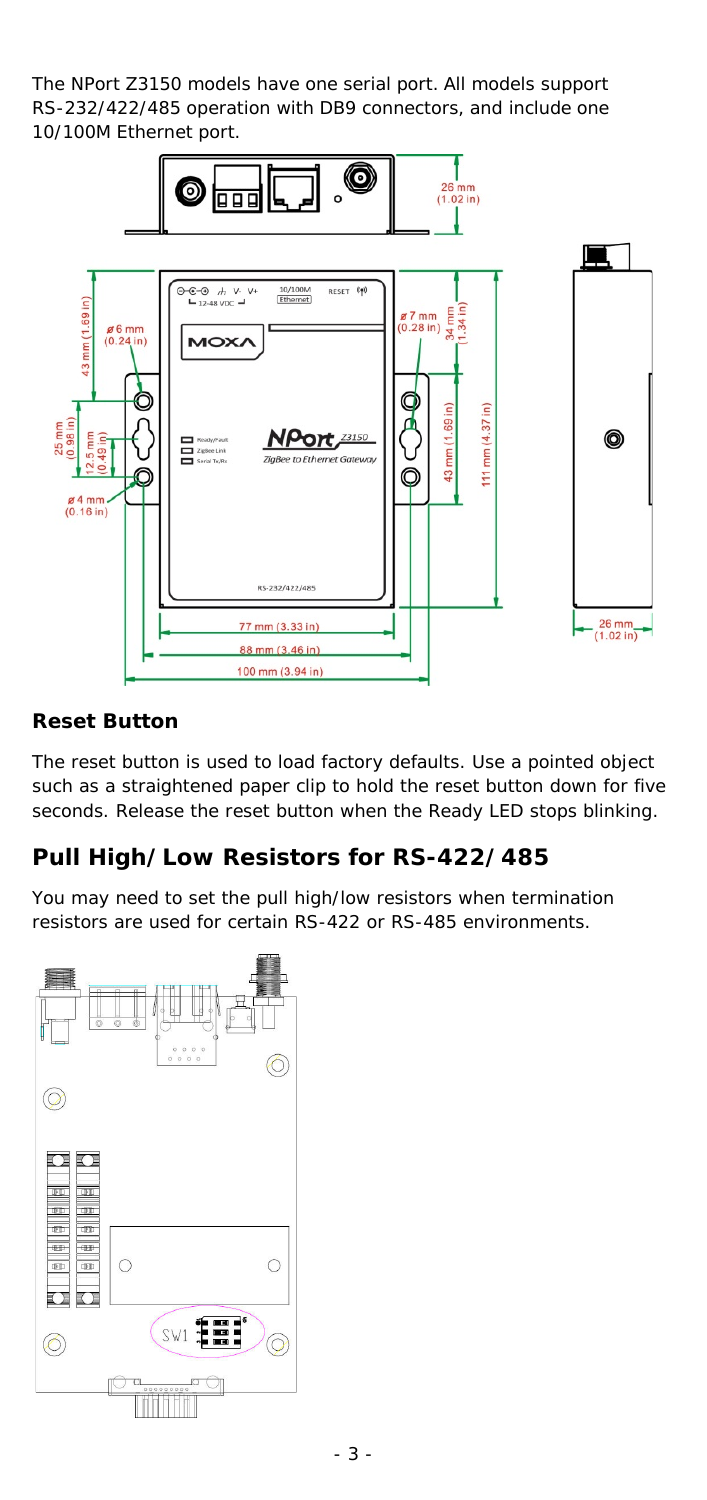The NPort Z3150 models have one serial port. All models support RS-232/422/485 operation with DB9 connectors, and include one 10/100M Ethernet port.

### Reset Button

The reset button is used to load factory defaults. Use a pointed object such as a straightened paper clip to hold the reset button down for five seconds. Release the reset button when the Ready LED stops blinking.

## Pull High/Low Resistors for RS-422/485

You may need to set the pull high/low resistors when termination resistors are used for certain RS-422 or RS-485 environments.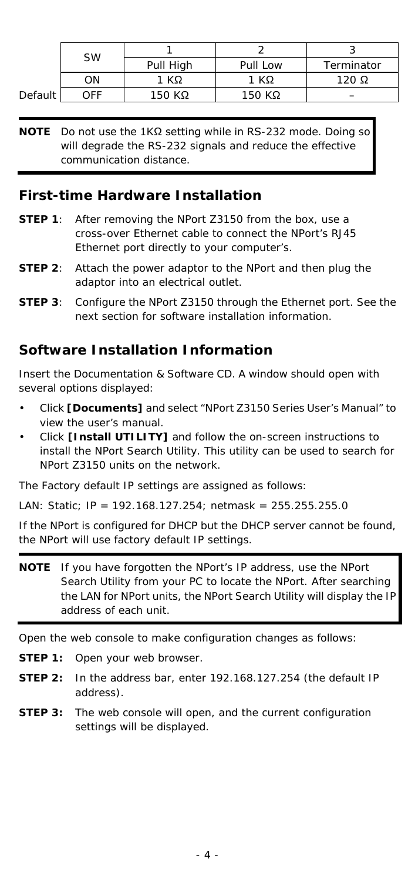|  | SW | 1 | 2 | 3 |
|---|---|---|---|---|
|  |  | Pull High | Pull Low | Terminator |
|  | ON | 1 KΩ | 1 KΩ | 120 Ω |
| Default | OFF | 150 KΩ | 150 KΩ | – |

**NOTE** Do not use the 1KΩ setting while in RS-232 mode. Doing so will degrade the RS-232 signals and reduce the effective communication distance.

## First-time Hardware Installation

**STEP 1**: After removing the NPort Z3150 from the box, use a cross-over Ethernet cable to connect the NPort's RJ45 Ethernet port directly to your computer's.

**STEP 2**: Attach the power adaptor to the NPort and then plug the adaptor into an electrical outlet.

**STEP 3**: Configure the NPort Z3150 through the Ethernet port. See the next section for software installation information.

## Software Installation Information

Insert the Documentation & Software CD. A window should open with several options displayed:

- Click **[Documents]** and select "NPort Z3150 Series User's Manual" to view the user's manual.
- Click **[Install UTILITY]** and follow the on-screen instructions to install the NPort Search Utility. This utility can be used to search for NPort Z3150 units on the network.

The Factory default IP settings are assigned as follows:

LAN: Static; IP = 192.168.127.254; netmask = 255.255.255.0

If the NPort is configured for DHCP but the DHCP server cannot be found, the NPort will use factory default IP settings.

**NOTE** If you have forgotten the NPort's IP address, use the NPort Search Utility from your PC to locate the NPort. After searching the LAN for NPort units, the NPort Search Utility will display the IP address of each unit.

Open the web console to make configuration changes as follows:

**STEP 1:** Open your web browser.

**STEP 2:** In the address bar, enter 192.168.127.254 (the default IP address).

**STEP 3:** The web console will open, and the current configuration settings will be displayed.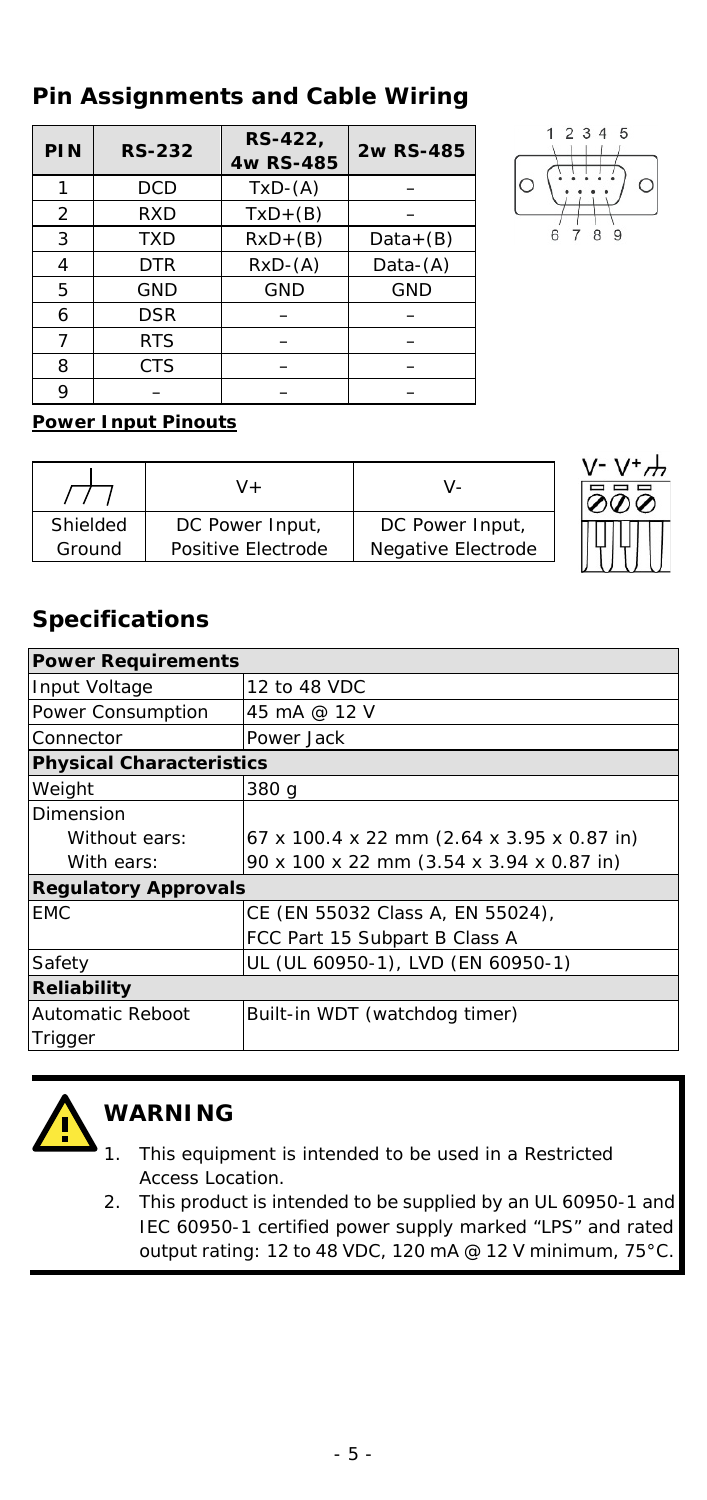## Pin Assignments and Cable Wiring

| PIN | RS-232 | RS-422, 4w RS-485 | 2w RS-485 |
|---|---|---|---|
| 1 | DCD | TxD-(A) | – |
| 2 | RXD | TxD+(B) | – |
| 3 | TXD | RxD+(B) | Data+(B) |
| 4 | DTR | RxD-(A) | Data-(A) |
| 5 | GND | GND | GND |
| 6 | DSR | – | – |
| 7 | RTS | – | – |
| 8 | CTS | – | – |
| 9 | – | – | – |

1 2 3 4 5

6 7 8 9

**Power Input Pinouts**

| ⏚ | V+ | V- |
|---|---|---|
| Shielded Ground | DC Power Input, Positive Electrode | DC Power Input, Negative Electrode |

V- V+ ⏚

## Specifications

| | |
|---|---|
| **Power Requirements** | |
| Input Voltage | 12 to 48 VDC |
| Power Consumption | 45 mA @ 12 V |
| Connector | Power Jack |
| **Physical Characteristics** | |
| Weight | 380 g |
| Dimension | |
| Without ears: | 67 x 100.4 x 22 mm (2.64 x 3.95 x 0.87 in) |
| With ears: | 90 x 100 x 22 mm (3.54 x 3.94 x 0.87 in) |
| **Regulatory Approvals** | |
| EMC | CE (EN 55032 Class A, EN 55024), FCC Part 15 Subpart B Class A |
| Safety | UL (UL 60950-1), LVD (EN 60950-1) |
| **Reliability** | |
| Automatic Reboot Trigger | Built-in WDT (watchdog timer) |

### WARNING

1. This equipment is intended to be used in a Restricted Access Location.
2. This product is intended to be supplied by an UL 60950-1 and IEC 60950-1 certified power supply marked "LPS" and rated output rating: 12 to 48 VDC, 120 mA @ 12 V minimum, 75°C.